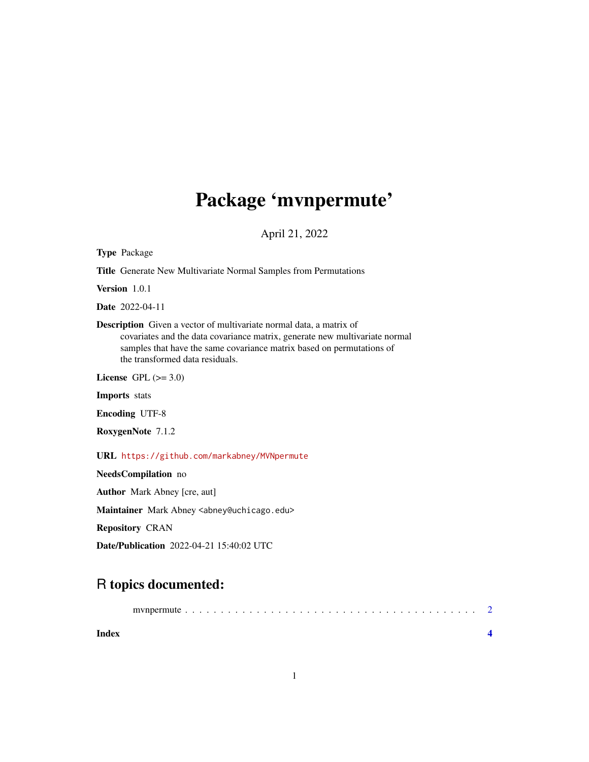# Package 'mvnpermute'

April 21, 2022

**Type** Package

**Title** Generate New Multivariate Normal Samples from Permutations

**Version** 1.0.1

**Date** 2022-04-11

**Description** Given a vector of multivariate normal data, a matrix of covariates and the data covariance matrix, generate new multivariate normal samples that have the same covariance matrix based on permutations of the transformed data residuals.

**License** GPL (>= 3.0)

**Imports** stats

**Encoding** UTF-8

**RoxygenNote** 7.1.2

**URL** https://github.com/markabney/MVNpermute

**NeedsCompilation** no

**Author** Mark Abney [cre, aut]

**Maintainer** Mark Abney <abney@uchicago.edu>

**Repository** CRAN

**Date/Publication** 2022-04-21 15:40:02 UTC

## R topics documented:

mvnpermute . . . . . . . . . . . . . . . . . . . . . . . . . . . . . . . . . . . . . . . . . 2

**Index** **4**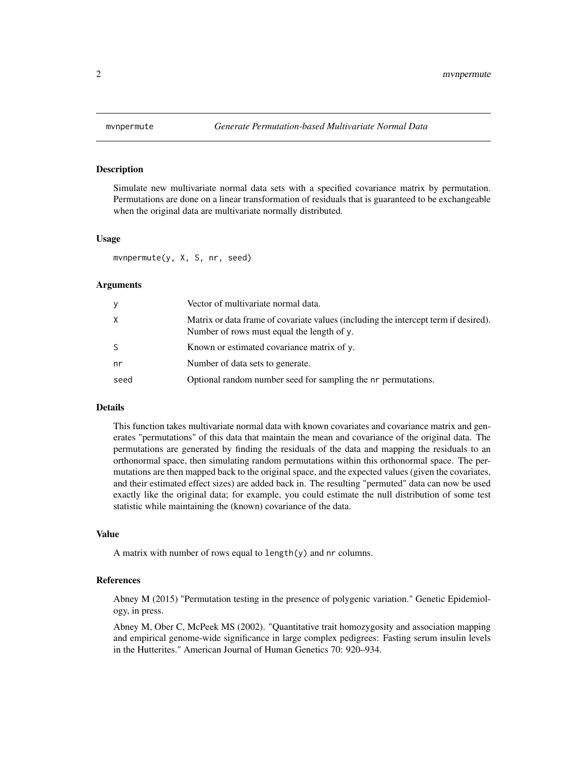## mvnpermute — *Generate Permutation-based Multivariate Normal Data*

### Description

Simulate new multivariate normal data sets with a specified covariance matrix by permutation. Permutations are done on a linear transformation of residuals that is guaranteed to be exchangeable when the original data are multivariate normally distributed.

### Usage

```
mvnpermute(y, X, S, nr, seed)
```

### Arguments

| | |
|---|---|
| `y` | Vector of multivariate normal data. |
| `X` | Matrix or data frame of covariate values (including the intercept term if desired). Number of rows must equal the length of `y`. |
| `S` | Known or estimated covariance matrix of `y`. |
| `nr` | Number of data sets to generate. |
| `seed` | Optional random number seed for sampling the `nr` permutations. |

### Details

This function takes multivariate normal data with known covariates and covariance matrix and generates "permutations" of this data that maintain the mean and covariance of the original data. The permutations are generated by finding the residuals of the data and mapping the residuals to an orthonormal space, then simulating random permutations within this orthonormal space. The permutations are then mapped back to the original space, and the expected values (given the covariates, and their estimated effect sizes) are added back in. The resulting "permuted" data can now be used exactly like the original data; for example, you could estimate the null distribution of some test statistic while maintaining the (known) covariance of the data.

### Value

A matrix with number of rows equal to `length(y)` and `nr` columns.

### References

Abney M (2015) "Permutation testing in the presence of polygenic variation." Genetic Epidemiology, in press.

Abney M, Ober C, McPeek MS (2002). "Quantitative trait homozygosity and association mapping and empirical genome-wide significance in large complex pedigrees: Fasting serum insulin levels in the Hutterites." American Journal of Human Genetics 70: 920–934.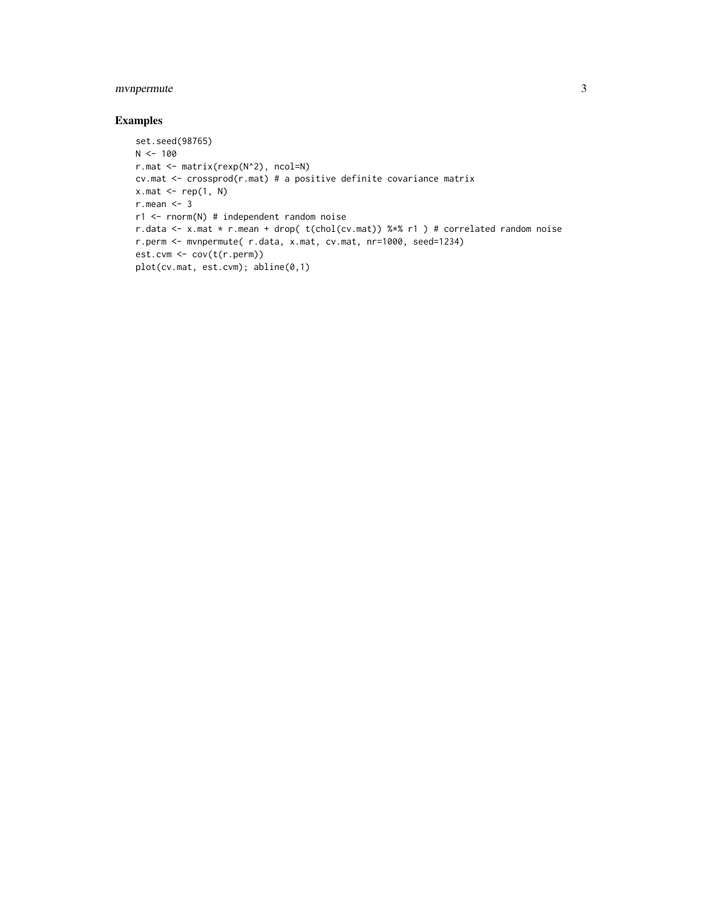## Examples

```
set.seed(98765)
N <- 100
r.mat <- matrix(rexp(N^2), ncol=N)
cv.mat <- crossprod(r.mat) # a positive definite covariance matrix
x.mat <- rep(1, N)
r.mean <- 3
r1 <- rnorm(N) # independent random noise
r.data <- x.mat * r.mean + drop( t(chol(cv.mat)) %*% r1 ) # correlated random noise
r.perm <- mvnpermute( r.data, x.mat, cv.mat, nr=1000, seed=1234)
est.cvm <- cov(t(r.perm))
plot(cv.mat, est.cvm); abline(0,1)
```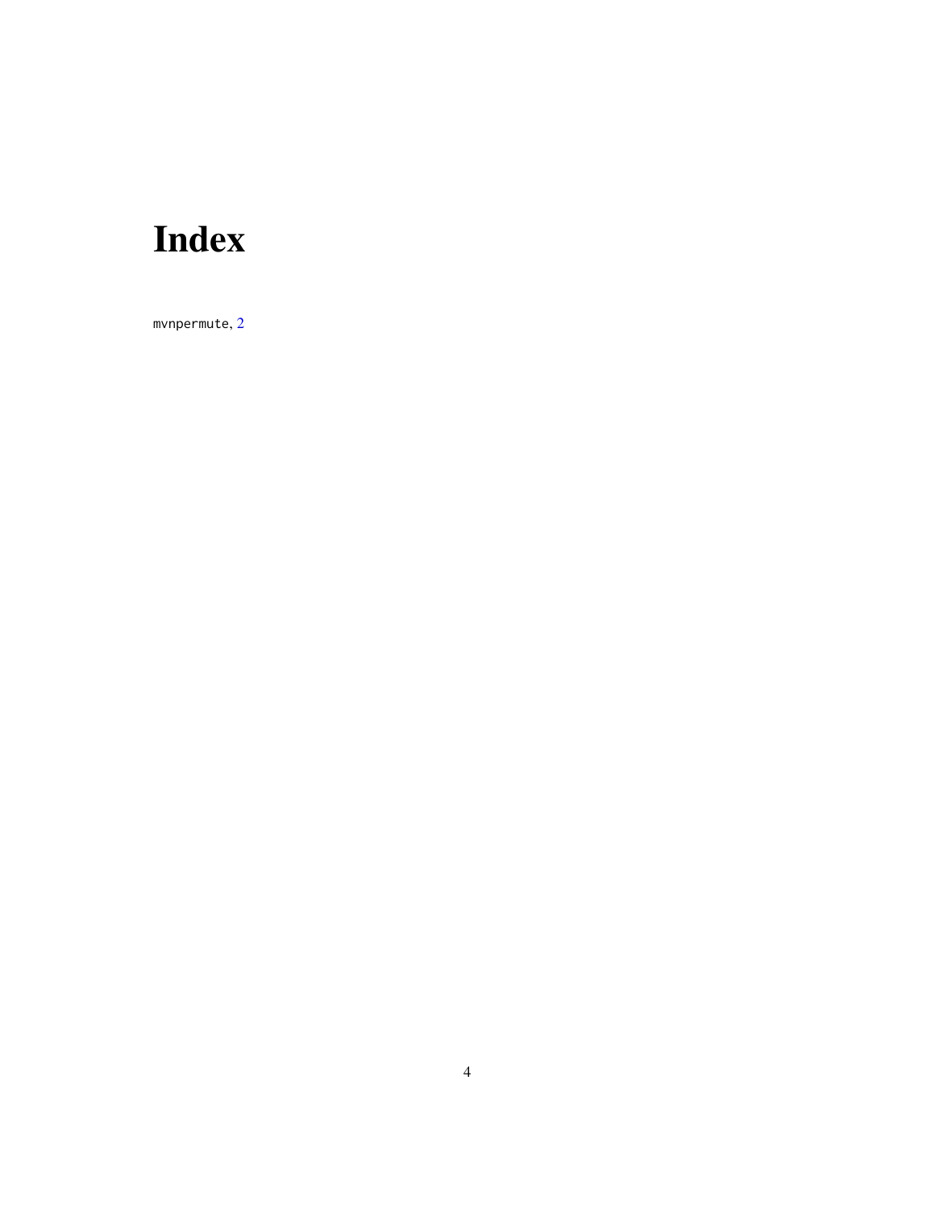# Index

mvnpermute, 2